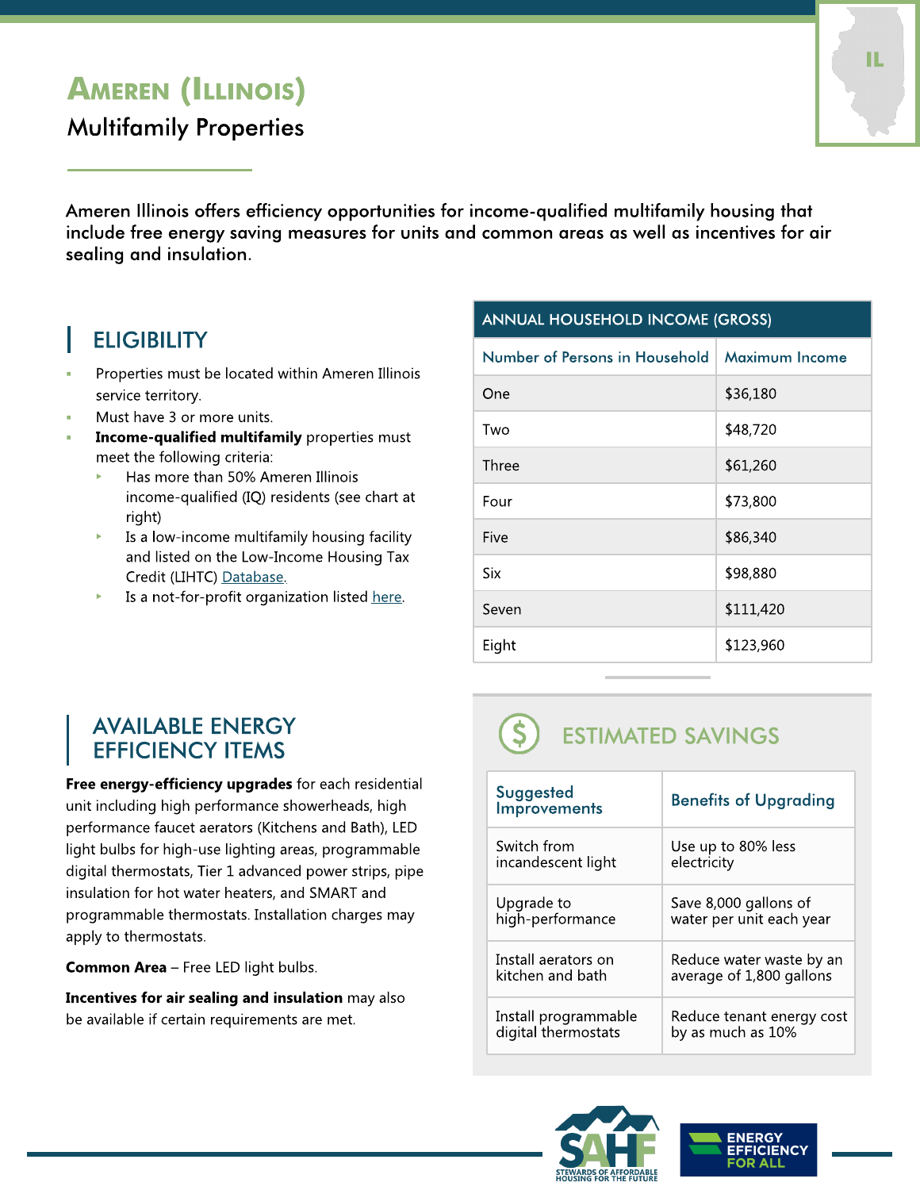# Ameren (Illinois)

## Multifamily Properties

Ameren Illinois offers efficiency opportunities for income-qualified multifamily housing that include free energy saving measures for units and common areas as well as incentives for air sealing and insulation.

## ELIGIBILITY

- Properties must be located within Ameren Illinois service territory.
- Must have 3 or more units.
- **Income-qualified multifamily** properties must meet the following criteria:
  - Has more than 50% Ameren Illinois income-qualified (IQ) residents (see chart at right)
  - Is a low-income multifamily housing facility and listed on the Low-Income Housing Tax Credit (LIHTC) Database.
  - Is a not-for-profit organization listed here.

| ANNUAL HOUSEHOLD INCOME (GROSS) | |
|---|---|
| **Number of Persons in Household** | **Maximum Income** |
| One | $36,180 |
| Two | $48,720 |
| Three | $61,260 |
| Four | $73,800 |
| Five | $86,340 |
| Six | $98,880 |
| Seven | $111,420 |
| Eight | $123,960 |

## AVAILABLE ENERGY EFFICIENCY ITEMS

**Free energy-efficiency upgrades** for each residential unit including high performance showerheads, high performance faucet aerators (Kitchens and Bath), LED light bulbs for high-use lighting areas, programmable digital thermostats, Tier 1 advanced power strips, pipe insulation for hot water heaters, and SMART and programmable thermostats. Installation charges may apply to thermostats.

**Common Area** – Free LED light bulbs.

**Incentives for air sealing and insulation** may also be available if certain requirements are met.

## ESTIMATED SAVINGS

| Suggested Improvements | Benefits of Upgrading |
|---|---|
| Switch from incandescent light | Use up to 80% less electricity |
| Upgrade to high-performance | Save 8,000 gallons of water per unit each year |
| Install aerators on kitchen and bath | Reduce water waste by an average of 1,800 gallons |
| Install programmable digital thermostats | Reduce tenant energy cost by as much as 10% |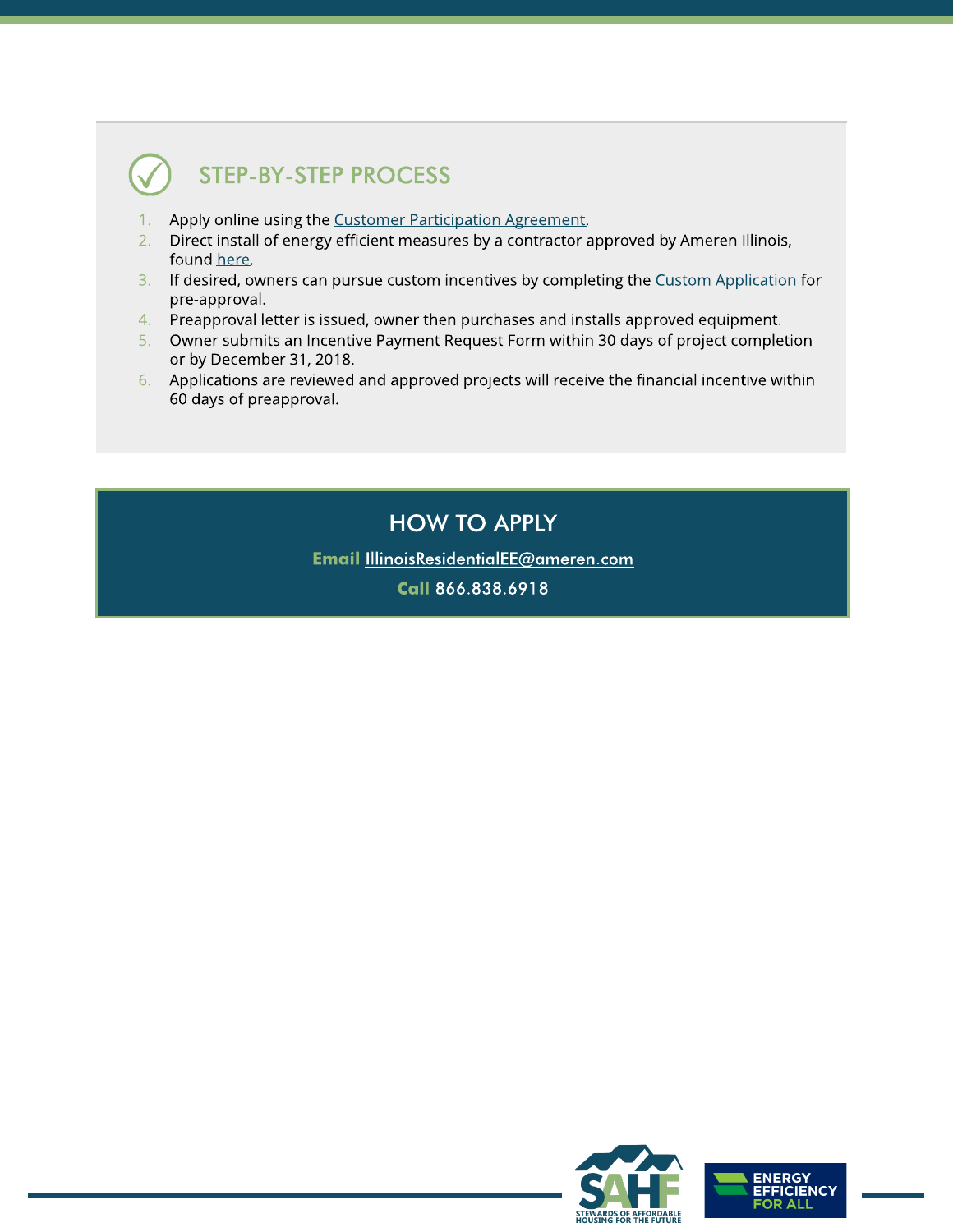## STEP-BY-STEP PROCESS

1. Apply online using the Customer Participation Agreement.
2. Direct install of energy efficient measures by a contractor approved by Ameren Illinois, found here.
3. If desired, owners can pursue custom incentives by completing the Custom Application for pre-approval.
4. Preapproval letter is issued, owner then purchases and installs approved equipment.
5. Owner submits an Incentive Payment Request Form within 30 days of project completion or by December 31, 2018.
6. Applications are reviewed and approved projects will receive the financial incentive within 60 days of preapproval.

## HOW TO APPLY

**Email** IllinoisResidentialEE@ameren.com

**Call** 866.838.6918